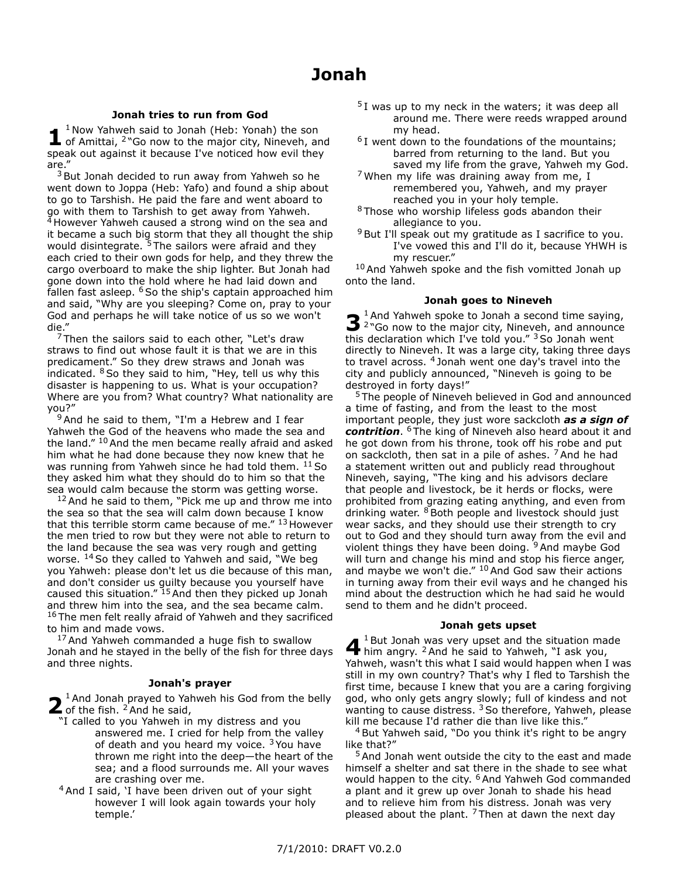# Jonah

### Jonah tries to run from God

**1** [1] Now Yahweh said to Jonah (Heb: Yonah) the son of Amittai, [2] "Go now to the major city, Nineveh, and speak out against it because I've noticed how evil they are."

[3] But Jonah decided to run away from Yahweh so he went down to Joppa (Heb: Yafo) and found a ship about to go to Tarshish. He paid the fare and went aboard to go with them to Tarshish to get away from Yahweh. [4] However Yahweh caused a strong wind on the sea and it became a such big storm that they all thought the ship would disintegrate. [5] The sailors were afraid and they each cried to their own gods for help, and they threw the cargo overboard to make the ship lighter. But Jonah had gone down into the hold where he had laid down and fallen fast asleep. [6] So the ship's captain approached him and said, "Why are you sleeping? Come on, pray to your God and perhaps he will take notice of us so we won't die."

[7] Then the sailors said to each other, "Let's draw straws to find out whose fault it is that we are in this predicament." So they drew straws and Jonah was indicated. [8] So they said to him, "Hey, tell us why this disaster is happening to us. What is your occupation? Where are you from? What country? What nationality are you?"

[9] And he said to them, "I'm a Hebrew and I fear Yahweh the God of the heavens who made the sea and the land." [10] And the men became really afraid and asked him what he had done because they now knew that he was running from Yahweh since he had told them. [11] So they asked him what they should do to him so that the sea would calm because the storm was getting worse.

[12] And he said to them, "Pick me up and throw me into the sea so that the sea will calm down because I know that this terrible storm came because of me." [13] However the men tried to row but they were not able to return to the land because the sea was very rough and getting worse. [14] So they called to Yahweh and said, "We beg you Yahweh: please don't let us die because of this man, and don't consider us guilty because you yourself have caused this situation." [15] And then they picked up Jonah and threw him into the sea, and the sea became calm. [16] The men felt really afraid of Yahweh and they sacrificed to him and made vows.

[17] And Yahweh commanded a huge fish to swallow Jonah and he stayed in the belly of the fish for three days and three nights.

### Jonah's prayer

**2** [1] And Jonah prayed to Yahweh his God from the belly of the fish. [2] And he said,

"I called to you Yahweh in my distress and you answered me. I cried for help from the valley of death and you heard my voice. [3] You have thrown me right into the deep—the heart of the sea; and a flood surrounds me. All your waves are crashing over me.

[4] And I said, 'I have been driven out of your sight however I will look again towards your holy temple.'

[5] I was up to my neck in the waters; it was deep all around me. There were reeds wrapped around my head.

[6] I went down to the foundations of the mountains; barred from returning to the land. But you saved my life from the grave, Yahweh my God.

[7] When my life was draining away from me, I remembered you, Yahweh, and my prayer reached you in your holy temple.

[8] Those who worship lifeless gods abandon their allegiance to you.

[9] But I'll speak out my gratitude as I sacrifice to you. I've vowed this and I'll do it, because YHWH is my rescuer."

[10] And Yahweh spoke and the fish vomitted Jonah up onto the land.

### Jonah goes to Nineveh

**3** [1] And Yahweh spoke to Jonah a second time saying, [2] "Go now to the major city, Nineveh, and announce this declaration which I've told you." [3] So Jonah went directly to Nineveh. It was a large city, taking three days to travel across. [4] Jonah went one day's travel into the city and publicly announced, "Nineveh is going to be destroyed in forty days!"

[5] The people of Nineveh believed in God and announced a time of fasting, and from the least to the most important people, they just wore sackcloth ***as a sign of contrition***. [6] The king of Nineveh also heard about it and he got down from his throne, took off his robe and put on sackcloth, then sat in a pile of ashes. [7] And he had a statement written out and publicly read throughout Nineveh, saying, "The king and his advisors declare that people and livestock, be it herds or flocks, were prohibited from grazing eating anything, and even from drinking water. [8] Both people and livestock should just wear sacks, and they should use their strength to cry out to God and they should turn away from the evil and violent things they have been doing. [9] And maybe God will turn and change his mind and stop his fierce anger, and maybe we won't die." [10] And God saw their actions in turning away from their evil ways and he changed his mind about the destruction which he had said he would send to them and he didn't proceed.

### Jonah gets upset

**4** [1] But Jonah was very upset and the situation made him angry. [2] And he said to Yahweh, "I ask you, Yahweh, wasn't this what I said would happen when I was still in my own country? That's why I fled to Tarshish the first time, because I knew that you are a caring forgiving god, who only gets angry slowly; full of kindness and not wanting to cause distress. [3] So therefore, Yahweh, please kill me because I'd rather die than live like this."

[4] But Yahweh said, "Do you think it's right to be angry like that?"

[5] And Jonah went outside the city to the east and made himself a shelter and sat there in the shade to see what would happen to the city. [6] And Yahweh God commanded a plant and it grew up over Jonah to shade his head and to relieve him from his distress. Jonah was very pleased about the plant. [7] Then at dawn the next day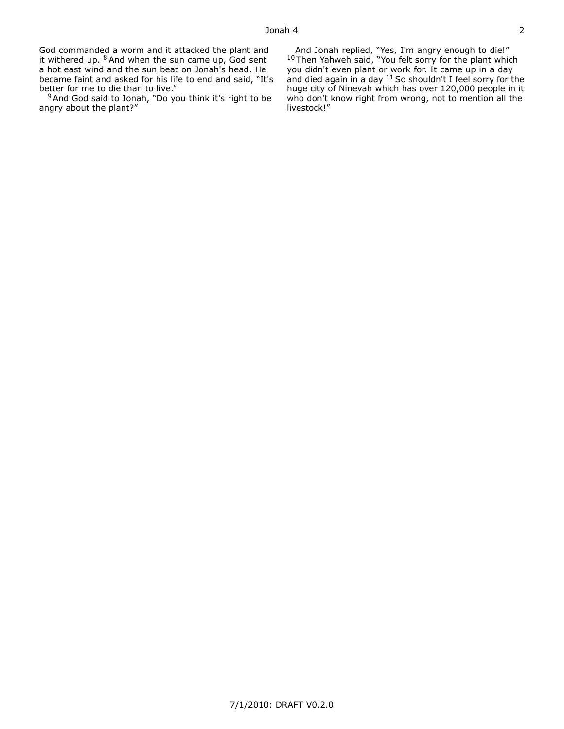God commanded a worm and it attacked the plant and it withered up. [8] And when the sun came up, God sent a hot east wind and the sun beat on Jonah's head. He became faint and asked for his life to end and said, "It's better for me to die than to live."

[9] And God said to Jonah, "Do you think it's right to be angry about the plant?"

And Jonah replied, "Yes, I'm angry enough to die!" [10] Then Yahweh said, "You felt sorry for the plant which you didn't even plant or work for. It came up in a day and died again in a day [11] So shouldn't I feel sorry for the huge city of Nineveh which has over 120,000 people in it who don't know right from wrong, not to mention all the livestock!"